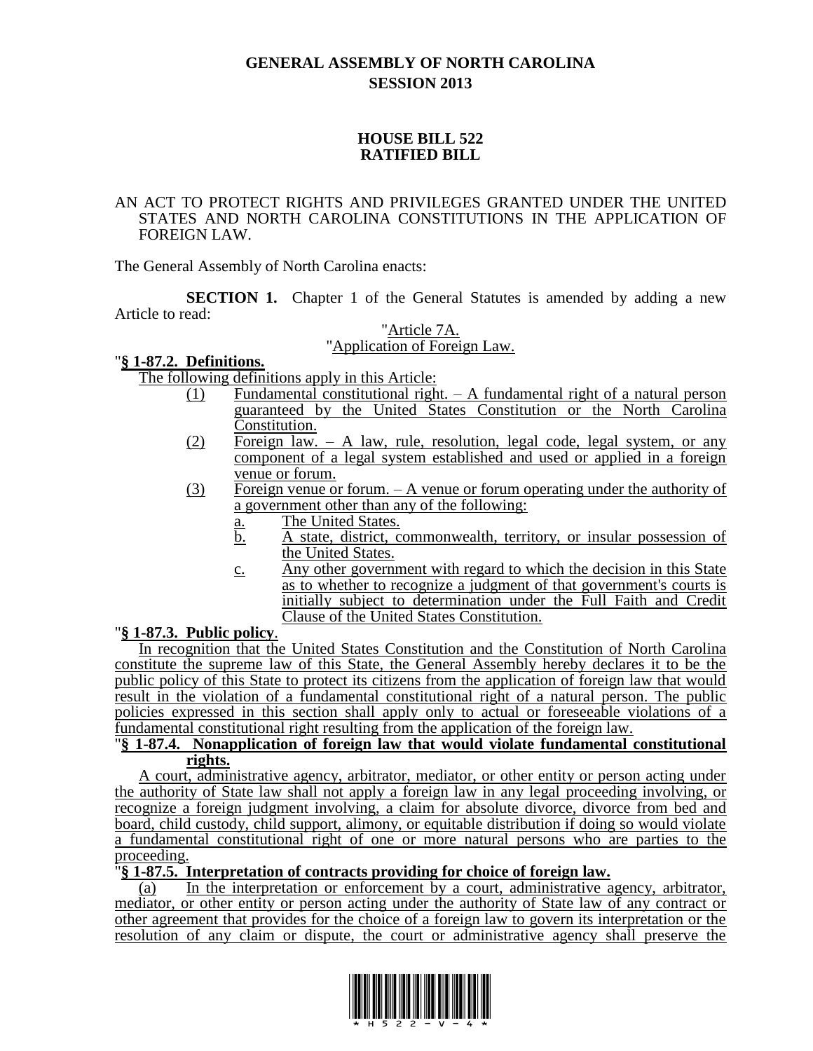# GENERAL ASSEMBLY OF NORTH CAROLINA
## SESSION 2013

## HOUSE BILL 522
## RATIFIED BILL

AN ACT TO PROTECT RIGHTS AND PRIVILEGES GRANTED UNDER THE UNITED STATES AND NORTH CAROLINA CONSTITUTIONS IN THE APPLICATION OF FOREIGN LAW.

The General Assembly of North Carolina enacts:

**SECTION 1.** Chapter 1 of the General Statutes is amended by adding a new Article to read:

"Article 7A.

"Application of Foreign Law.

"**§ 1-87.2. Definitions.**

The following definitions apply in this Article:

(1) Fundamental constitutional right. – A fundamental right of a natural person guaranteed by the United States Constitution or the North Carolina Constitution.

(2) Foreign law. – A law, rule, resolution, legal code, legal system, or any component of a legal system established and used or applied in a foreign venue or forum.

(3) Foreign venue or forum. – A venue or forum operating under the authority of a government other than any of the following:

a. The United States.

b. A state, district, commonwealth, territory, or insular possession of the United States.

c. Any other government with regard to which the decision in this State as to whether to recognize a judgment of that government's courts is initially subject to determination under the Full Faith and Credit Clause of the United States Constitution.

"**§ 1-87.3. Public policy**.

In recognition that the United States Constitution and the Constitution of North Carolina constitute the supreme law of this State, the General Assembly hereby declares it to be the public policy of this State to protect its citizens from the application of foreign law that would result in the violation of a fundamental constitutional right of a natural person. The public policies expressed in this section shall apply only to actual or foreseeable violations of a fundamental constitutional right resulting from the application of the foreign law.

"**§ 1-87.4. Nonapplication of foreign law that would violate fundamental constitutional rights.**

A court, administrative agency, arbitrator, mediator, or other entity or person acting under the authority of State law shall not apply a foreign law in any legal proceeding involving, or recognize a foreign judgment involving, a claim for absolute divorce, divorce from bed and board, child custody, child support, alimony, or equitable distribution if doing so would violate a fundamental constitutional right of one or more natural persons who are parties to the proceeding.

"**§ 1-87.5. Interpretation of contracts providing for choice of foreign law.**

(a) In the interpretation or enforcement by a court, administrative agency, arbitrator, mediator, or other entity or person acting under the authority of State law of any contract or other agreement that provides for the choice of a foreign law to govern its interpretation or the resolution of any claim or dispute, the court or administrative agency shall preserve the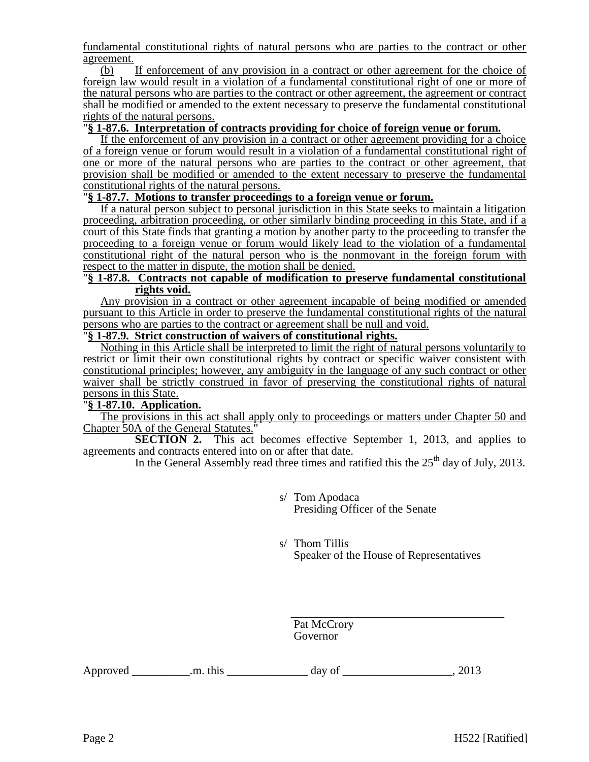fundamental constitutional rights of natural persons who are parties to the contract or other agreement.

(b) If enforcement of any provision in a contract or other agreement for the choice of foreign law would result in a violation of a fundamental constitutional right of one or more of the natural persons who are parties to the contract or other agreement, the agreement or contract shall be modified or amended to the extent necessary to preserve the fundamental constitutional rights of the natural persons.

"**§ 1-87.6. Interpretation of contracts providing for choice of foreign venue or forum.**

If the enforcement of any provision in a contract or other agreement providing for a choice of a foreign venue or forum would result in a violation of a fundamental constitutional right of one or more of the natural persons who are parties to the contract or other agreement, that provision shall be modified or amended to the extent necessary to preserve the fundamental constitutional rights of the natural persons.

"**§ 1-87.7. Motions to transfer proceedings to a foreign venue or forum.**

If a natural person subject to personal jurisdiction in this State seeks to maintain a litigation proceeding, arbitration proceeding, or other similarly binding proceeding in this State, and if a court of this State finds that granting a motion by another party to the proceeding to transfer the proceeding to a foreign venue or forum would likely lead to the violation of a fundamental constitutional right of the natural person who is the nonmovant in the foreign forum with respect to the matter in dispute, the motion shall be denied.

"**§ 1-87.8. Contracts not capable of modification to preserve fundamental constitutional rights void.**

Any provision in a contract or other agreement incapable of being modified or amended pursuant to this Article in order to preserve the fundamental constitutional rights of the natural persons who are parties to the contract or agreement shall be null and void.

"**§ 1-87.9. Strict construction of waivers of constitutional rights.**

Nothing in this Article shall be interpreted to limit the right of natural persons voluntarily to restrict or limit their own constitutional rights by contract or specific waiver consistent with constitutional principles; however, any ambiguity in the language of any such contract or other waiver shall be strictly construed in favor of preserving the constitutional rights of natural persons in this State.

"**§ 1-87.10. Application.**

The provisions in this act shall apply only to proceedings or matters under Chapter 50 and Chapter 50A of the General Statutes."

**SECTION 2.** This act becomes effective September 1, 2013, and applies to agreements and contracts entered into on or after that date.

In the General Assembly read three times and ratified this the 25th day of July, 2013.

s/ Tom Apodaca
Presiding Officer of the Senate

s/ Thom Tillis
Speaker of the House of Representatives

\_\_\_\_\_\_\_\_\_\_\_\_\_\_\_\_\_\_\_\_\_\_\_\_\_\_\_\_\_\_\_\_\_\_\_\_\_\_
Pat McCrory
Governor

Approved \_\_\_\_\_\_\_\_\_\_.m. this \_\_\_\_\_\_\_\_\_\_\_\_\_\_ day of \_\_\_\_\_\_\_\_\_\_\_\_\_\_\_\_\_\_\_, 2013